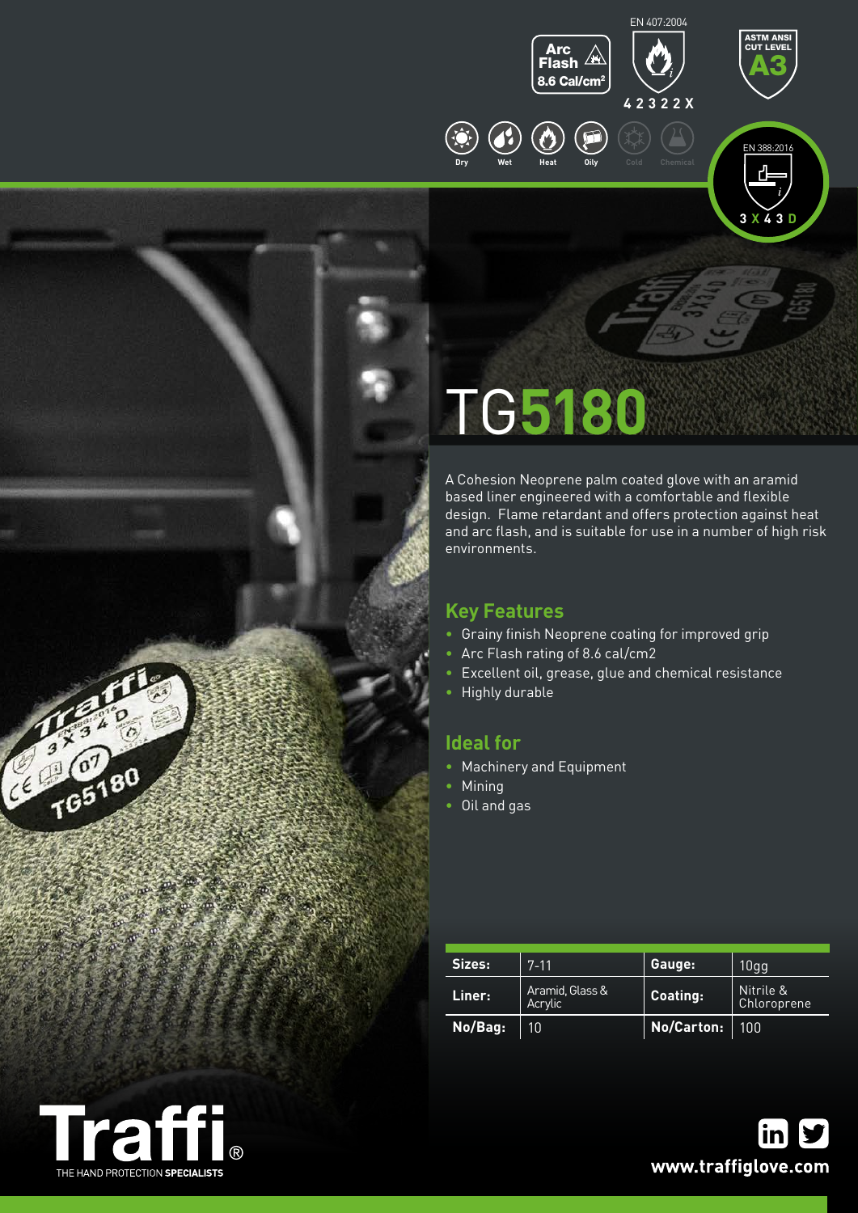Arc Flash 8.6 Cal/cm²

EN 407:2004
4 2 3 2 2 X

ASTM ANSI CUT LEVEL A3

Dry | Wet | Heat | Oily | Cold | Chemical

EN 388:2016
3 X 4 3 D

# TG5180

A Cohesion Neoprene palm coated glove with an aramid based liner engineered with a comfortable and flexible design. Flame retardant and offers protection against heat and arc flash, and is suitable for use in a number of high risk environments.

## Key Features

- Grainy finish Neoprene coating for improved grip
- Arc Flash rating of 8.6 cal/cm2
- Excellent oil, grease, glue and chemical resistance
- Highly durable

## Ideal for

- Machinery and Equipment
- Mining
- Oil and gas

| Sizes: | 7-11 | Gauge: | 10gg |
|---|---|---|---|
| Liner: | Aramid, Glass & Acrylic | Coating: | Nitrile & Chloroprene |
| No/Bag: | 10 | No/Carton: | 100 |

Traffi® THE HAND PROTECTION SPECIALISTS

www.traffiglove.com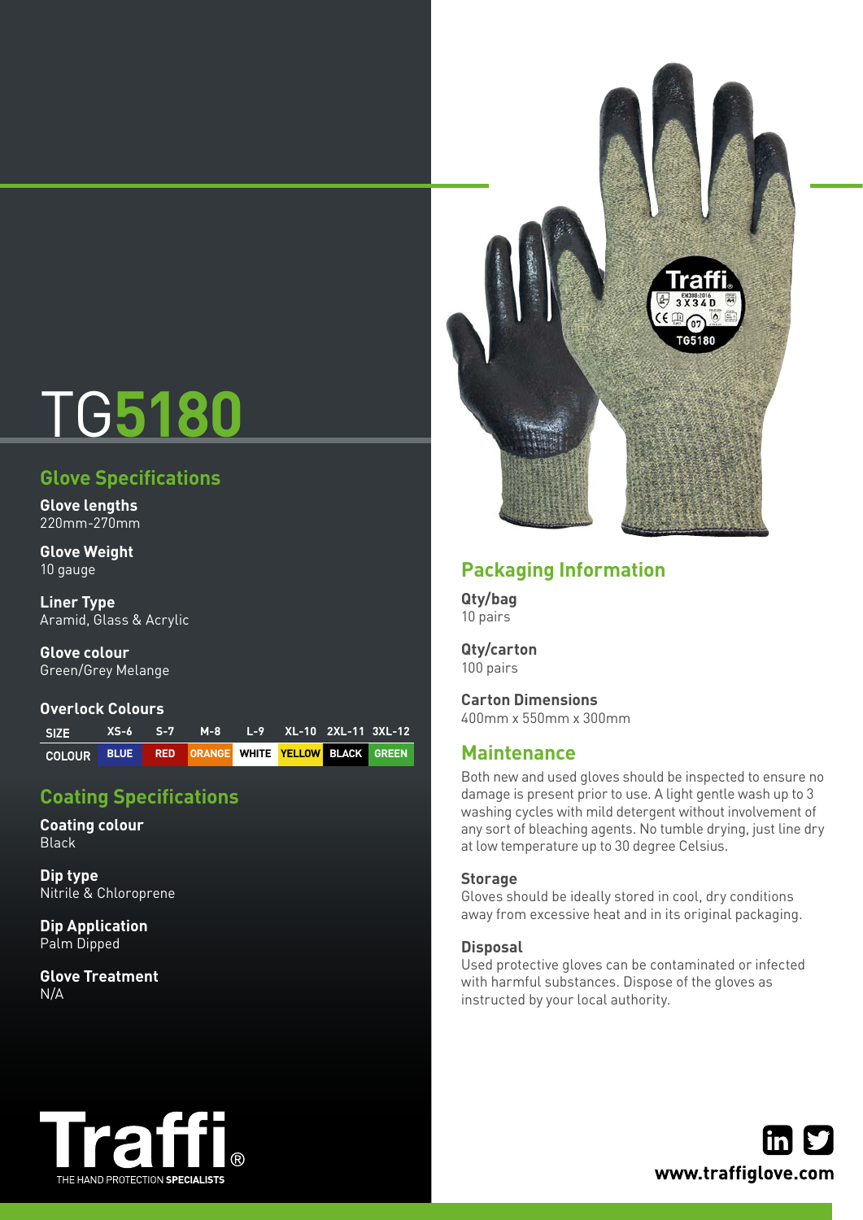# TG5180

## Glove Specifications

**Glove lengths**
220mm-270mm

**Glove Weight**
10 gauge

**Liner Type**
Aramid, Glass & Acrylic

**Glove colour**
Green/Grey Melange

**Overlock Colours**

| SIZE | XS-6 | S-7 | M-8 | L-9 | XL-10 | 2XL-11 | 3XL-12 |
|---|---|---|---|---|---|---|---|
| COLOUR | BLUE | RED | ORANGE | WHITE | YELLOW | BLACK | GREEN |

## Coating Specifications

**Coating colour**
Black

**Dip type**
Nitrile & Chloroprene

**Dip Application**
Palm Dipped

**Glove Treatment**
N/A

## Packaging Information

**Qty/bag**
10 pairs

**Qty/carton**
100 pairs

**Carton Dimensions**
400mm x 550mm x 300mm

## Maintenance

Both new and used gloves should be inspected to ensure no damage is present prior to use. A light gentle wash up to 3 washing cycles with mild detergent without involvement of any sort of bleaching agents. No tumble drying, just line dry at low temperature up to 30 degree Celsius.

**Storage**
Gloves should be ideally stored in cool, dry conditions away from excessive heat and in its original packaging.

**Disposal**
Used protective gloves can be contaminated or infected with harmful substances. Dispose of the gloves as instructed by your local authority.

Traffi® THE HAND PROTECTION SPECIALISTS

www.traffiglove.com